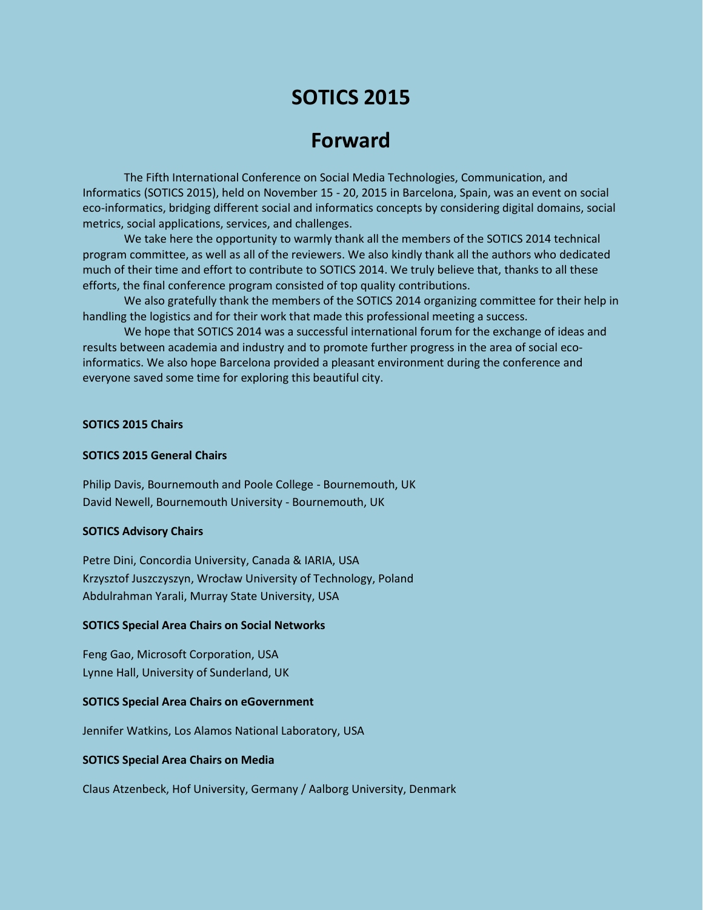# SOTICS 2015

# Forward

The Fifth International Conference on Social Media Technologies, Communication, and Informatics (SOTICS 2015), held on November 15 - 20, 2015 in Barcelona, Spain, was an event on social eco-informatics, bridging different social and informatics concepts by considering digital domains, social metrics, social applications, services, and challenges.

We take here the opportunity to warmly thank all the members of the SOTICS 2014 technical program committee, as well as all of the reviewers. We also kindly thank all the authors who dedicated much of their time and effort to contribute to SOTICS 2014. We truly believe that, thanks to all these efforts, the final conference program consisted of top quality contributions.

We also gratefully thank the members of the SOTICS 2014 organizing committee for their help in handling the logistics and for their work that made this professional meeting a success.

We hope that SOTICS 2014 was a successful international forum for the exchange of ideas and results between academia and industry and to promote further progress in the area of social eco-informatics. We also hope Barcelona provided a pleasant environment during the conference and everyone saved some time for exploring this beautiful city.

**SOTICS 2015 Chairs**

**SOTICS 2015 General Chairs**

Philip Davis, Bournemouth and Poole College - Bournemouth, UK
David Newell, Bournemouth University - Bournemouth, UK

**SOTICS Advisory Chairs**

Petre Dini, Concordia University, Canada & IARIA, USA
Krzysztof Juszczyszyn, Wrocław University of Technology, Poland
Abdulrahman Yarali, Murray State University, USA

**SOTICS Special Area Chairs on Social Networks**

Feng Gao, Microsoft Corporation, USA
Lynne Hall, University of Sunderland, UK

**SOTICS Special Area Chairs on eGovernment**

Jennifer Watkins, Los Alamos National Laboratory, USA

**SOTICS Special Area Chairs on Media**

Claus Atzenbeck, Hof University, Germany / Aalborg University, Denmark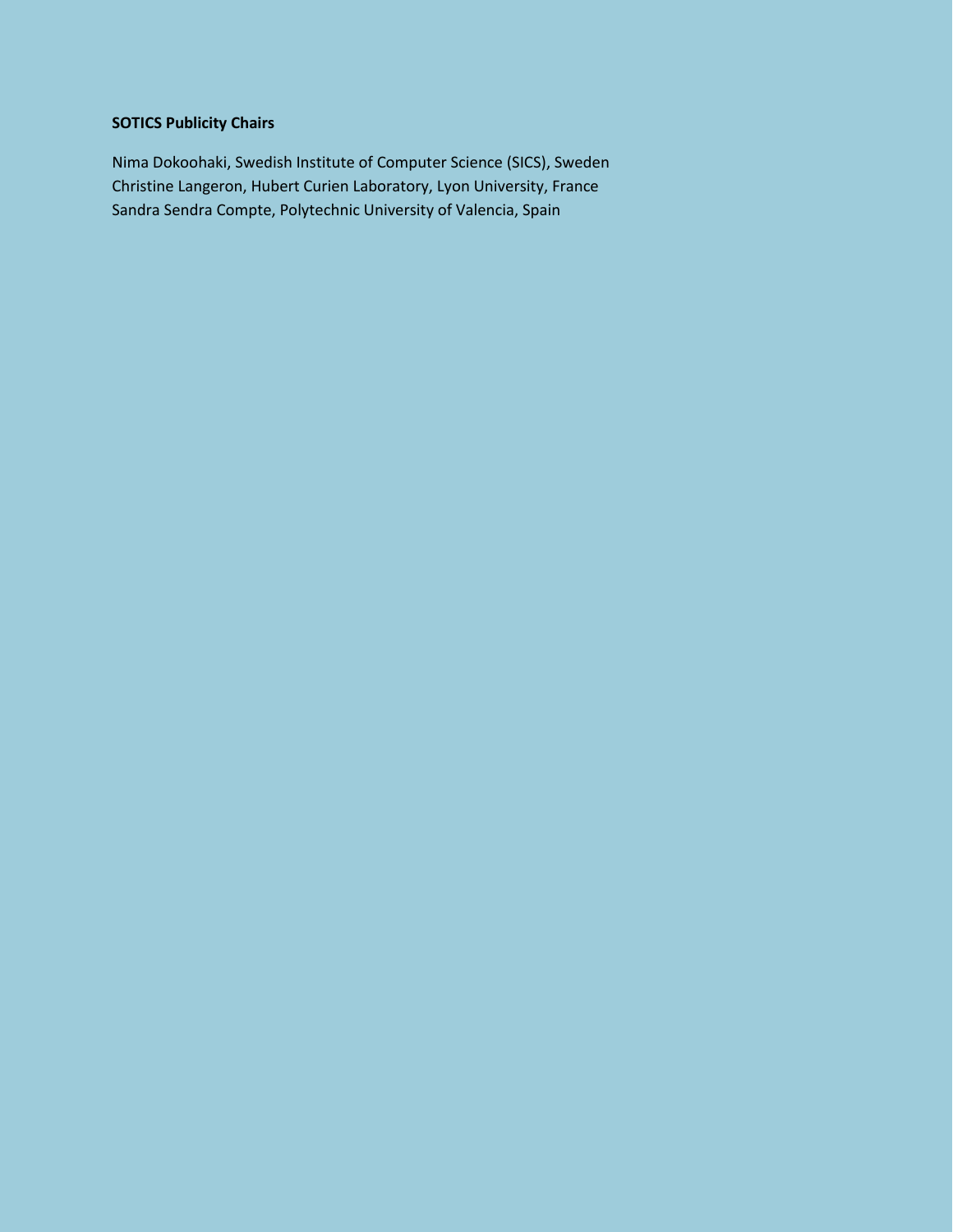**SOTICS Publicity Chairs**

Nima Dokoohaki, Swedish Institute of Computer Science (SICS), Sweden
Christine Langeron, Hubert Curien Laboratory, Lyon University, France
Sandra Sendra Compte, Polytechnic University of Valencia, Spain